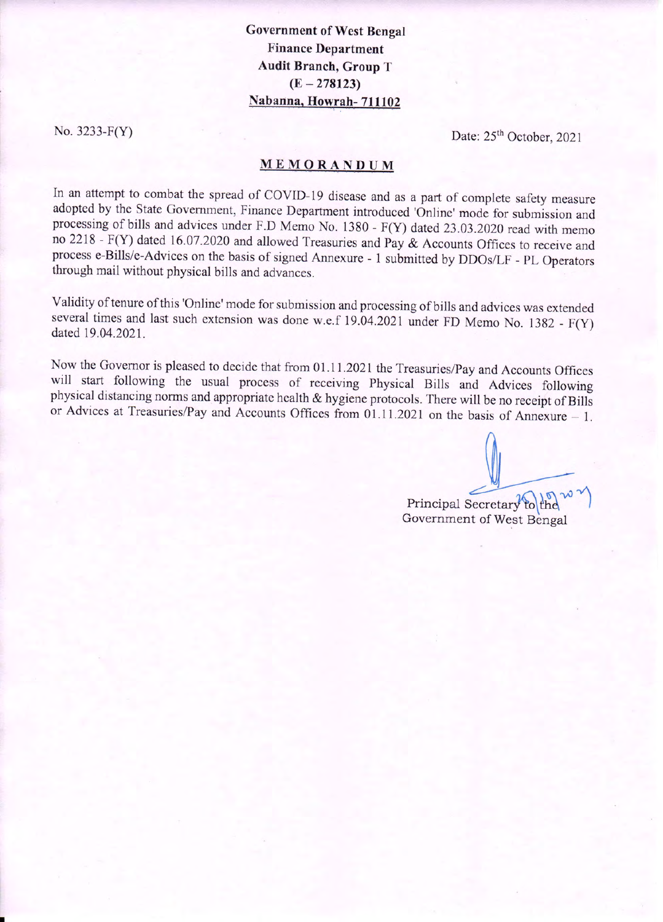**Government of West Bengal**
**Finance Department**
**Audit Branch, Group T**
**(E – 278123)**
**Nabanna, Howrah- 711102**

No. 3233-F(Y)

Date: 25th October, 2021

## MEMORANDUM

In an attempt to combat the spread of COVID-19 disease and as a part of complete safety measure adopted by the State Government, Finance Department introduced 'Online' mode for submission and processing of bills and advices under F.D Memo No. 1380 - F(Y) dated 23.03.2020 read with memo no 2218 - F(Y) dated 16.07.2020 and allowed Treasuries and Pay & Accounts Offices to receive and process e-Bills/e-Advices on the basis of signed Annexure - 1 submitted by DDOs/LF - PL Operators through mail without physical bills and advances.

Validity of tenure of this 'Online' mode for submission and processing of bills and advices was extended several times and last such extension was done w.e.f 19.04.2021 under FD Memo No. 1382 - F(Y) dated 19.04.2021.

Now the Governor is pleased to decide that from 01.11.2021 the Treasuries/Pay and Accounts Offices will start following the usual process of receiving Physical Bills and Advices following physical distancing norms and appropriate health & hygiene protocols. There will be no receipt of Bills or Advices at Treasuries/Pay and Accounts Offices from 01.11.2021 on the basis of Annexure – 1.

Principal Secretary to the
Government of West Bengal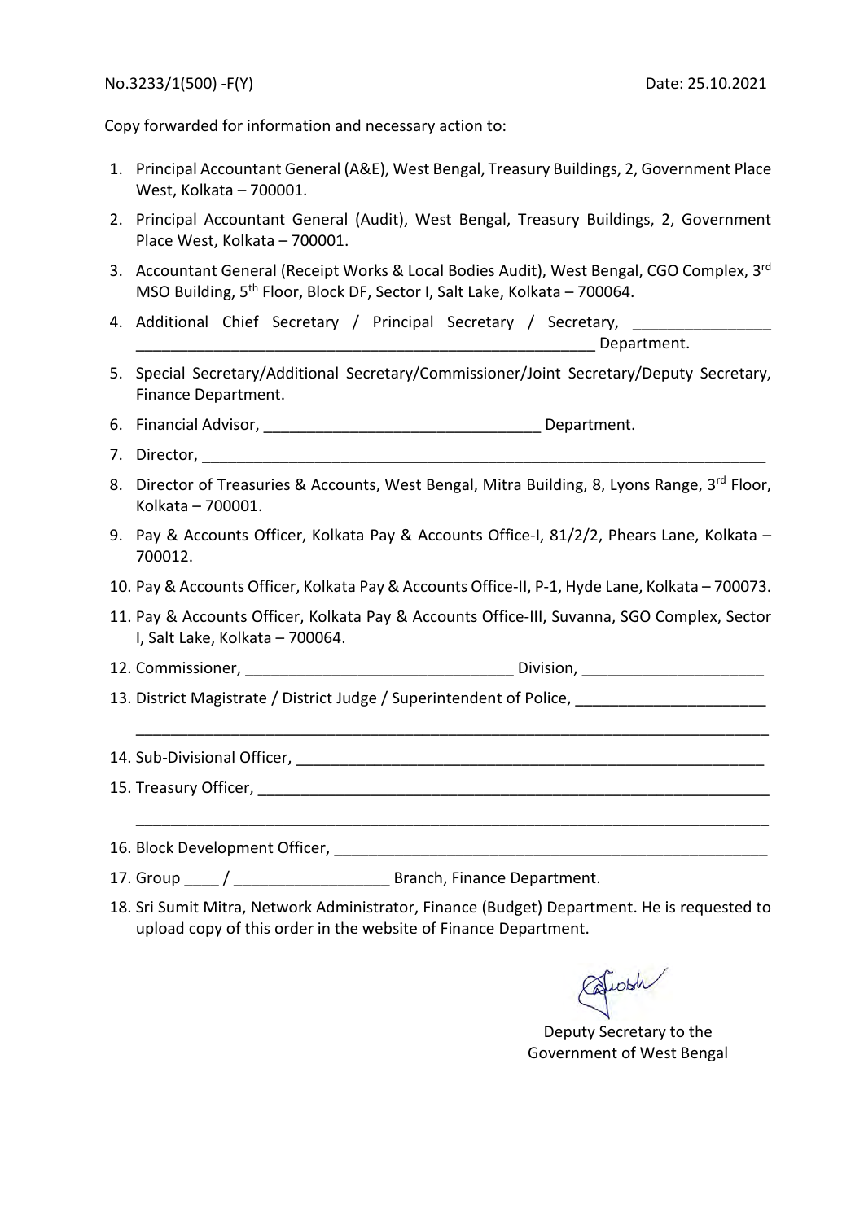No.3233/1(500) -F(Y) Date: 25.10.2021

Copy forwarded for information and necessary action to:

1. Principal Accountant General (A&E), West Bengal, Treasury Buildings, 2, Government Place West, Kolkata – 700001.
2. Principal Accountant General (Audit), West Bengal, Treasury Buildings, 2, Government Place West, Kolkata – 700001.
3. Accountant General (Receipt Works & Local Bodies Audit), West Bengal, CGO Complex, 3rd MSO Building, 5th Floor, Block DF, Sector I, Salt Lake, Kolkata – 700064.
4. Additional Chief Secretary / Principal Secretary / Secretary, ________________ ______________________________________________________ Department.
5. Special Secretary/Additional Secretary/Commissioner/Joint Secretary/Deputy Secretary, Finance Department.
6. Financial Advisor, ________________________________ Department.
7. Director, ____________________________________________________________________
8. Director of Treasuries & Accounts, West Bengal, Mitra Building, 8, Lyons Range, 3rd Floor, Kolkata – 700001.
9. Pay & Accounts Officer, Kolkata Pay & Accounts Office-I, 81/2/2, Phears Lane, Kolkata – 700012.
10. Pay & Accounts Officer, Kolkata Pay & Accounts Office-II, P-1, Hyde Lane, Kolkata – 700073.
11. Pay & Accounts Officer, Kolkata Pay & Accounts Office-III, Suvanna, SGO Complex, Sector I, Salt Lake, Kolkata – 700064.
12. Commissioner, _______________________________ Division, _____________________
13. District Magistrate / District Judge / Superintendent of Police, ______________________ ___________________________________________________________________________
14. Sub-Divisional Officer, ________________________________________________________
15. Treasury Officer, ______________________________________________________________ ___________________________________________________________________________
16. Block Development Officer, ____________________________________________________
17. Group ____ / __________________ Branch, Finance Department.
18. Sri Sumit Mitra, Network Administrator, Finance (Budget) Department. He is requested to upload copy of this order in the website of Finance Department.

Deputy Secretary to the
Government of West Bengal